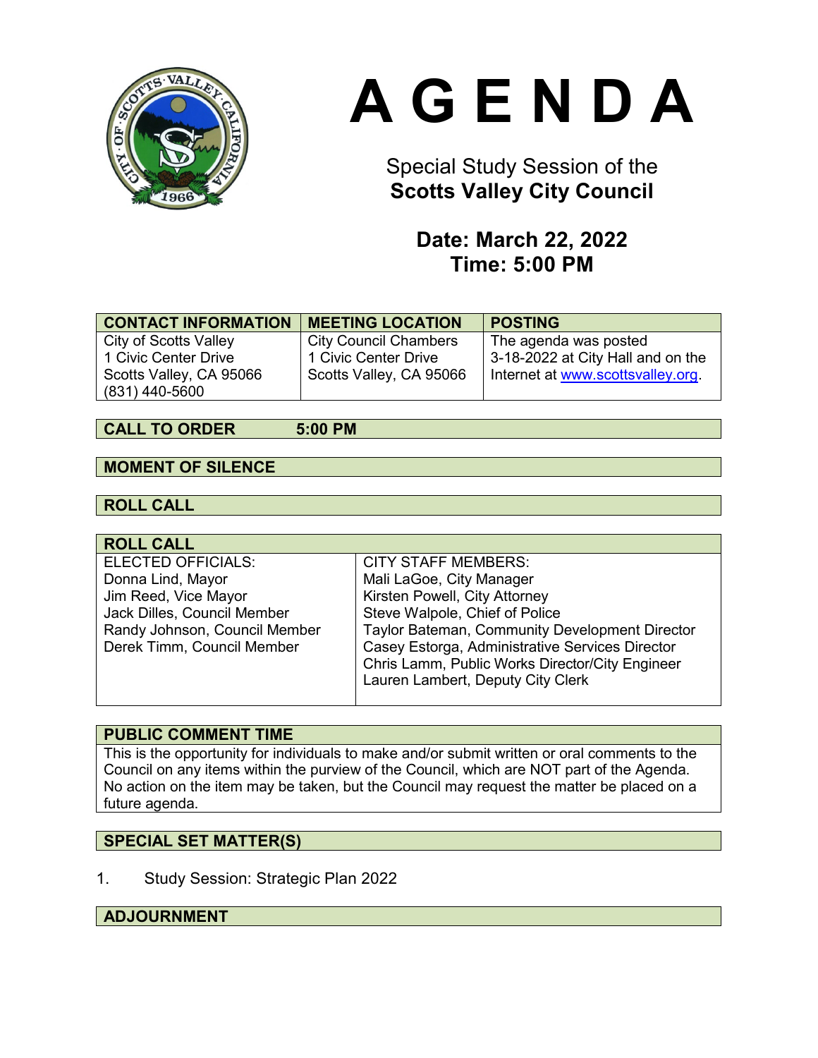# A G E N D A

Special Study Session of the
**Scotts Valley City Council**

**Date: March 22, 2022**
**Time: 5:00 PM**

| CONTACT INFORMATION | MEETING LOCATION | POSTING |
|---|---|---|
| City of Scotts Valley<br>1 Civic Center Drive<br>Scotts Valley, CA 95066<br>(831) 440-5600 | City Council Chambers<br>1 Civic Center Drive<br>Scotts Valley, CA 95066 | The agenda was posted 3-18-2022 at City Hall and on the Internet at www.scottsvalley.org. |

## CALL TO ORDER 5:00 PM

## MOMENT OF SILENCE

## ROLL CALL

| ROLL CALL | |
|---|---|
| ELECTED OFFICIALS:<br>Donna Lind, Mayor<br>Jim Reed, Vice Mayor<br>Jack Dilles, Council Member<br>Randy Johnson, Council Member<br>Derek Timm, Council Member | CITY STAFF MEMBERS:<br>Mali LaGoe, City Manager<br>Kirsten Powell, City Attorney<br>Steve Walpole, Chief of Police<br>Taylor Bateman, Community Development Director<br>Casey Estorga, Administrative Services Director<br>Chris Lamm, Public Works Director/City Engineer<br>Lauren Lambert, Deputy City Clerk |

## PUBLIC COMMENT TIME

This is the opportunity for individuals to make and/or submit written or oral comments to the Council on any items within the purview of the Council, which are NOT part of the Agenda. No action on the item may be taken, but the Council may request the matter be placed on a future agenda.

## SPECIAL SET MATTER(S)

1. Study Session: Strategic Plan 2022

## ADJOURNMENT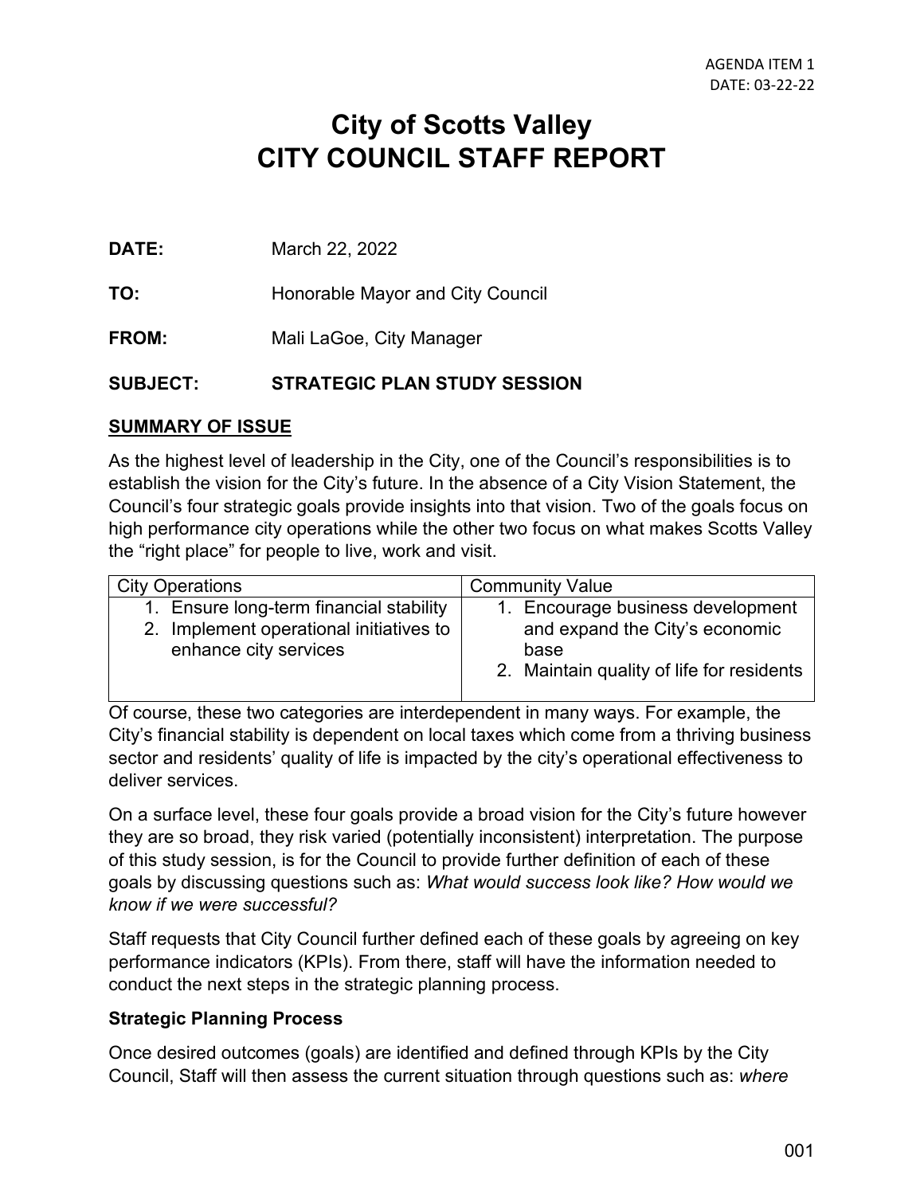AGENDA ITEM 1
DATE: 03-22-22

# City of Scotts Valley
# CITY COUNCIL STAFF REPORT

**DATE:** March 22, 2022

**TO:** Honorable Mayor and City Council

**FROM:** Mali LaGoe, City Manager

**SUBJECT:** **STRATEGIC PLAN STUDY SESSION**

## SUMMARY OF ISSUE

As the highest level of leadership in the City, one of the Council's responsibilities is to establish the vision for the City's future. In the absence of a City Vision Statement, the Council's four strategic goals provide insights into that vision. Two of the goals focus on high performance city operations while the other two focus on what makes Scotts Valley the "right place" for people to live, work and visit.

| City Operations | Community Value |
|---|---|
| 1. Ensure long-term financial stability<br>2. Implement operational initiatives to enhance city services | 1. Encourage business development and expand the City's economic base<br>2. Maintain quality of life for residents |

Of course, these two categories are interdependent in many ways. For example, the City's financial stability is dependent on local taxes which come from a thriving business sector and residents' quality of life is impacted by the city's operational effectiveness to deliver services.

On a surface level, these four goals provide a broad vision for the City's future however they are so broad, they risk varied (potentially inconsistent) interpretation. The purpose of this study session, is for the Council to provide further definition of each of these goals by discussing questions such as: *What would success look like? How would we know if we were successful?*

Staff requests that City Council further defined each of these goals by agreeing on key performance indicators (KPIs). From there, staff will have the information needed to conduct the next steps in the strategic planning process.

### Strategic Planning Process

Once desired outcomes (goals) are identified and defined through KPIs by the City Council, Staff will then assess the current situation through questions such as: *where*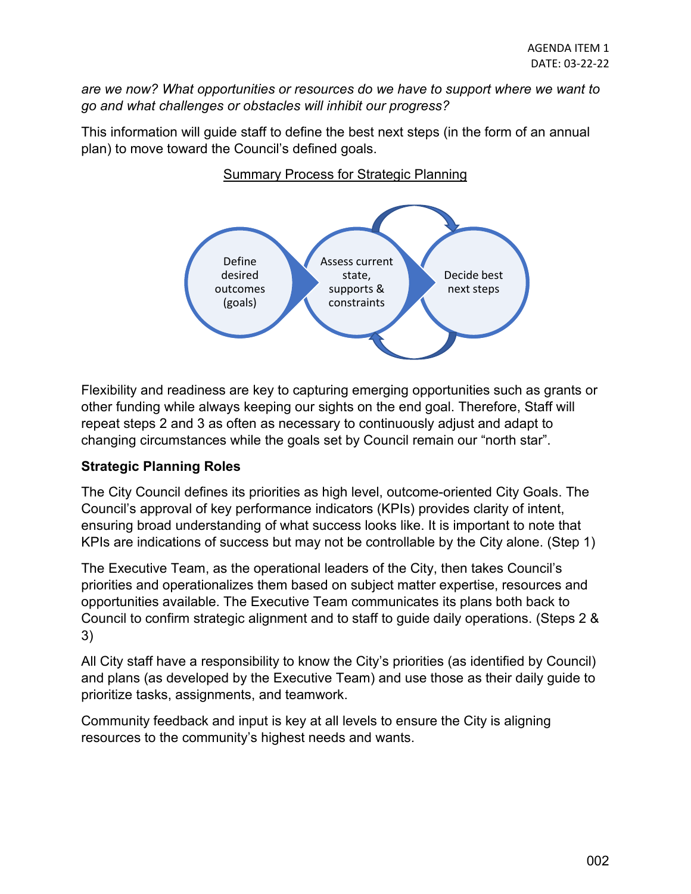*are we now? What opportunities or resources do we have to support where we want to go and what challenges or obstacles will inhibit our progress?*

This information will guide staff to define the best next steps (in the form of an annual plan) to move toward the Council's defined goals.

Summary Process for Strategic Planning

Define desired outcomes (goals) → Assess current state, supports & constraints → Decide best next steps

Flexibility and readiness are key to capturing emerging opportunities such as grants or other funding while always keeping our sights on the end goal. Therefore, Staff will repeat steps 2 and 3 as often as necessary to continuously adjust and adapt to changing circumstances while the goals set by Council remain our "north star".

**Strategic Planning Roles**

The City Council defines its priorities as high level, outcome-oriented City Goals. The Council's approval of key performance indicators (KPIs) provides clarity of intent, ensuring broad understanding of what success looks like. It is important to note that KPIs are indications of success but may not be controllable by the City alone. (Step 1)

The Executive Team, as the operational leaders of the City, then takes Council's priorities and operationalizes them based on subject matter expertise, resources and opportunities available. The Executive Team communicates its plans both back to Council to confirm strategic alignment and to staff to guide daily operations. (Steps 2 & 3)

All City staff have a responsibility to know the City's priorities (as identified by Council) and plans (as developed by the Executive Team) and use those as their daily guide to prioritize tasks, assignments, and teamwork.

Community feedback and input is key at all levels to ensure the City is aligning resources to the community's highest needs and wants.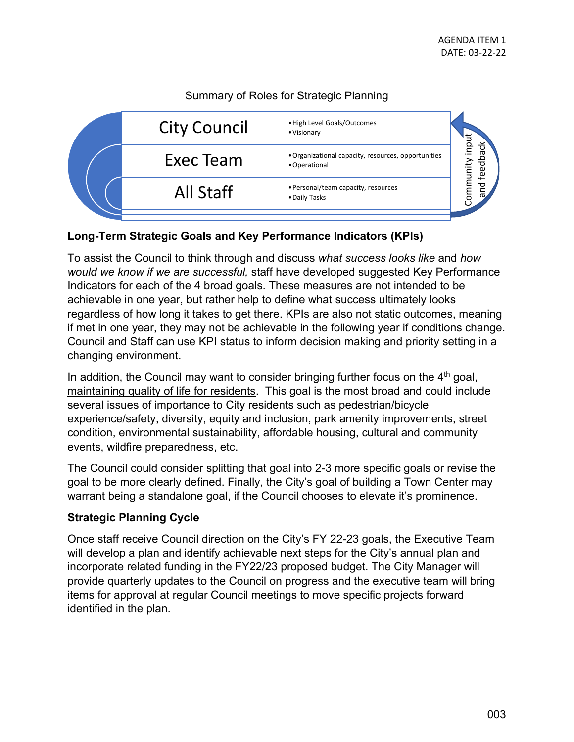AGENDA ITEM 1
DATE: 03-22-22

Summary of Roles for Strategic Planning

| | |
|---|---|
| City Council | • High Level Goals/Outcomes<br>• Visionary |
| Exec Team | • Organizational capacity, resources, opportunities<br>• Operational |
| All Staff | • Personal/team capacity, resources<br>• Daily Tasks |

Community input and feedback

**Long-Term Strategic Goals and Key Performance Indicators (KPIs)**

To assist the Council to think through and discuss *what success looks like* and *how would we know if we are successful,* staff have developed suggested Key Performance Indicators for each of the 4 broad goals. These measures are not intended to be achievable in one year, but rather help to define what success ultimately looks regardless of how long it takes to get there. KPIs are also not static outcomes, meaning if met in one year, they may not be achievable in the following year if conditions change. Council and Staff can use KPI status to inform decision making and priority setting in a changing environment.

In addition, the Council may want to consider bringing further focus on the 4th goal, maintaining quality of life for residents. This goal is the most broad and could include several issues of importance to City residents such as pedestrian/bicycle experience/safety, diversity, equity and inclusion, park amenity improvements, street condition, environmental sustainability, affordable housing, cultural and community events, wildfire preparedness, etc.

The Council could consider splitting that goal into 2-3 more specific goals or revise the goal to be more clearly defined. Finally, the City's goal of building a Town Center may warrant being a standalone goal, if the Council chooses to elevate it's prominence.

**Strategic Planning Cycle**

Once staff receive Council direction on the City's FY 22-23 goals, the Executive Team will develop a plan and identify achievable next steps for the City's annual plan and incorporate related funding in the FY22/23 proposed budget. The City Manager will provide quarterly updates to the Council on progress and the executive team will bring items for approval at regular Council meetings to move specific projects forward identified in the plan.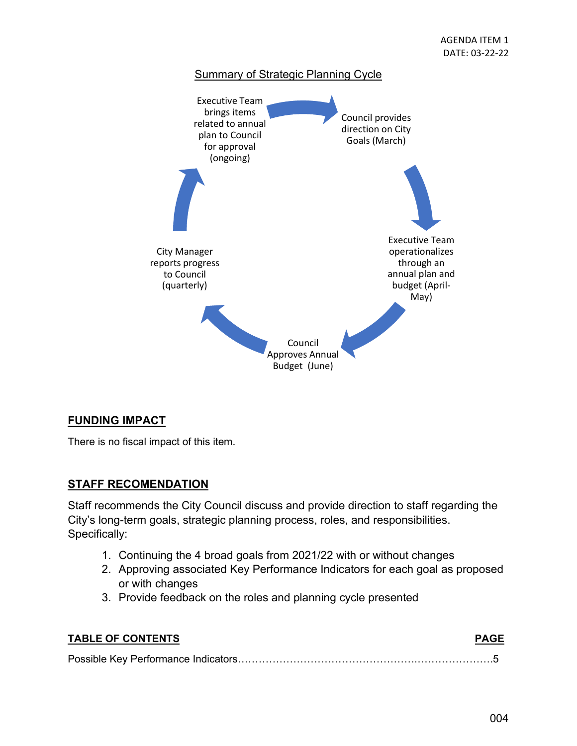AGENDA ITEM 1
DATE: 03-22-22

Summary of Strategic Planning Cycle

Council provides direction on City Goals (March)

Executive Team operationalizes through an annual plan and budget (April-May)

Council Approves Annual Budget (June)

City Manager reports progress to Council (quarterly)

Executive Team brings items related to annual plan to Council for approval (ongoing)

## FUNDING IMPACT

There is no fiscal impact of this item.

## STAFF RECOMENDATION

Staff recommends the City Council discuss and provide direction to staff regarding the City's long-term goals, strategic planning process, roles, and responsibilities. Specifically:

1. Continuing the 4 broad goals from 2021/22 with or without changes
2. Approving associated Key Performance Indicators for each goal as proposed or with changes
3. Provide feedback on the roles and planning cycle presented

## TABLE OF CONTENTS

| TABLE OF CONTENTS | PAGE |
|---|---|
| Possible Key Performance Indicators | 5 |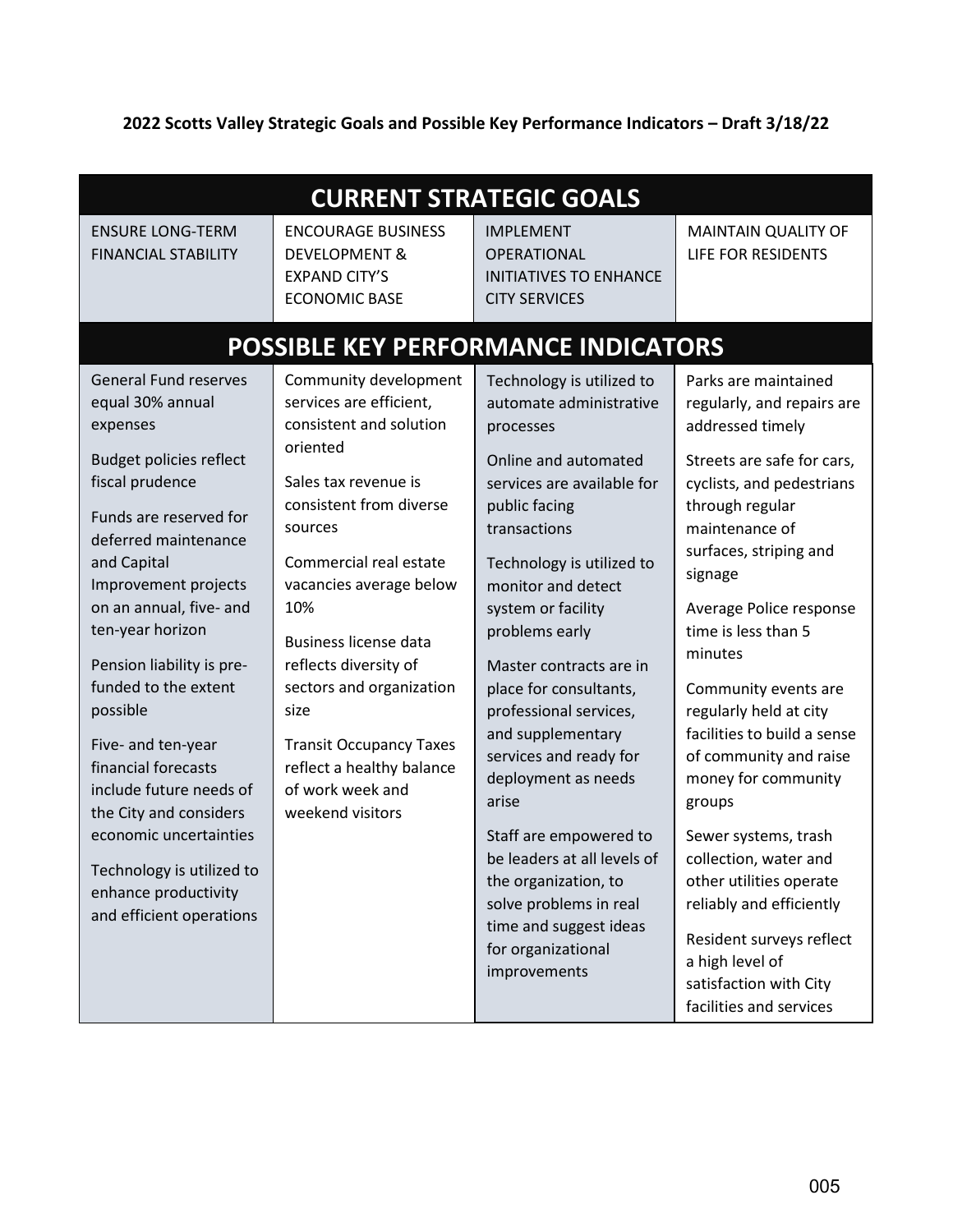**2022 Scotts Valley Strategic Goals and Possible Key Performance Indicators – Draft 3/18/22**

| CURRENT STRATEGIC GOALS | | | |
|---|---|---|---|
| ENSURE LONG-TERM FINANCIAL STABILITY | ENCOURAGE BUSINESS DEVELOPMENT & EXPAND CITY'S ECONOMIC BASE | IMPLEMENT OPERATIONAL INITIATIVES TO ENHANCE CITY SERVICES | MAINTAIN QUALITY OF LIFE FOR RESIDENTS |
| **POSSIBLE KEY PERFORMANCE INDICATORS** | | | |
| General Fund reserves equal 30% annual expenses<br><br>Budget policies reflect fiscal prudence<br><br>Funds are reserved for deferred maintenance and Capital Improvement projects on an annual, five- and ten-year horizon<br><br>Pension liability is pre-funded to the extent possible<br><br>Five- and ten-year financial forecasts include future needs of the City and considers economic uncertainties<br><br>Technology is utilized to enhance productivity and efficient operations | Community development services are efficient, consistent and solution oriented<br><br>Sales tax revenue is consistent from diverse sources<br><br>Commercial real estate vacancies average below 10%<br><br>Business license data reflects diversity of sectors and organization size<br><br>Transit Occupancy Taxes reflect a healthy balance of work week and weekend visitors | Technology is utilized to automate administrative processes<br><br>Online and automated services are available for public facing transactions<br><br>Technology is utilized to monitor and detect system or facility problems early<br><br>Master contracts are in place for consultants, professional services, and supplementary services and ready for deployment as needs arise<br><br>Staff are empowered to be leaders at all levels of the organization, to solve problems in real time and suggest ideas for organizational improvements | Parks are maintained regularly, and repairs are addressed timely<br><br>Streets are safe for cars, cyclists, and pedestrians through regular maintenance of surfaces, striping and signage<br><br>Average Police response time is less than 5 minutes<br><br>Community events are regularly held at city facilities to build a sense of community and raise money for community groups<br><br>Sewer systems, trash collection, water and other utilities operate reliably and efficiently<br><br>Resident surveys reflect a high level of satisfaction with City facilities and services |